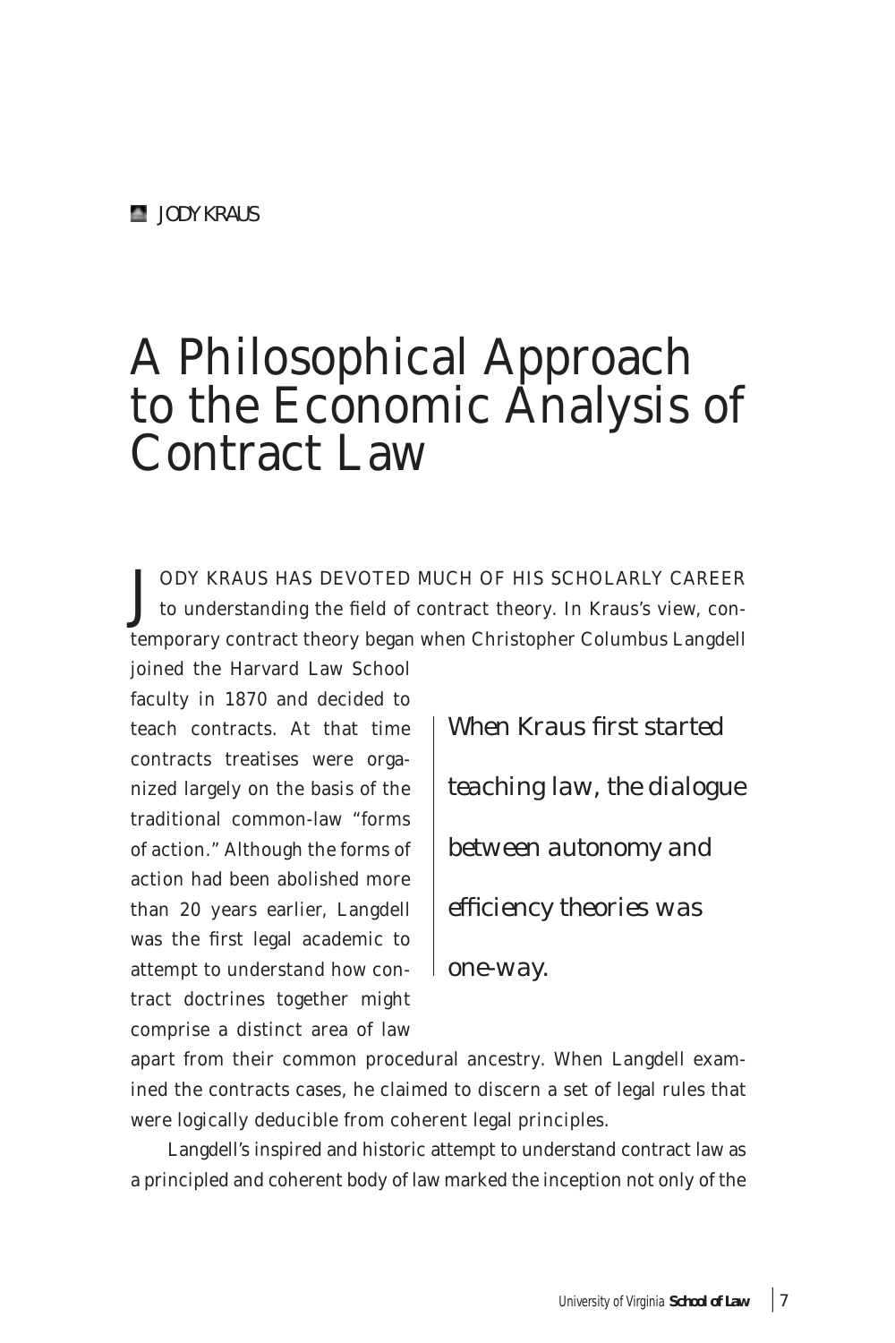JODY KRAUS

# A Philosophical Approach to the Economic Analysis of Contract Law

JODY KRAUS HAS DEVOTED MUCH OF HIS SCHOLARLY CAREER to understanding the field of contract theory. In Kraus's view, contemporary contract theory began when Christopher Columbus Langdell joined the Harvard Law School faculty in 1870 and decided to teach contracts. At that time contracts treatises were organized largely on the basis of the traditional common-law "forms of action." Although the forms of action had been abolished more than 20 years earlier, Langdell was the first legal academic to attempt to understand how contract doctrines together might comprise a distinct area of law apart from their common procedural ancestry. When Langdell examined the contracts cases, he claimed to discern a set of legal rules that were logically deducible from coherent legal principles.

> *When Kraus first started teaching law, the dialogue between autonomy and efficiency theories was one-way.*

Langdell's inspired and historic attempt to understand contract law as a principled and coherent body of law marked the inception not only of the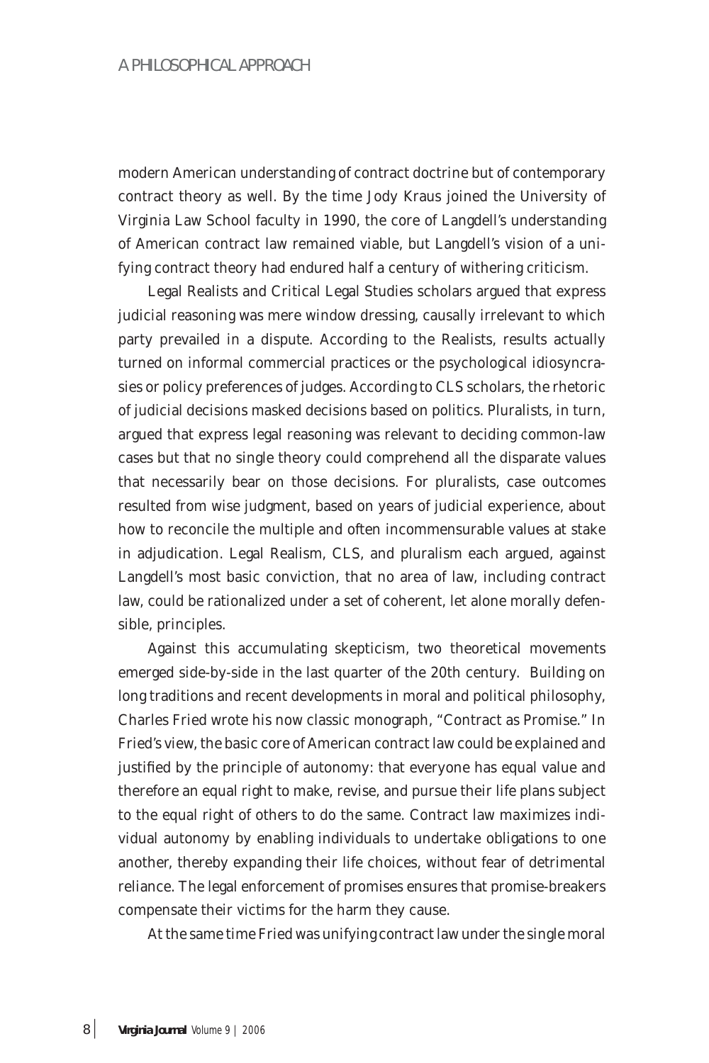modern American understanding of contract doctrine but of contemporary contract theory as well. By the time Jody Kraus joined the University of Virginia Law School faculty in 1990, the core of Langdell's understanding of American contract law remained viable, but Langdell's vision of a unifying contract theory had endured half a century of withering criticism.

Legal Realists and Critical Legal Studies scholars argued that express judicial reasoning was mere window dressing, causally irrelevant to which party prevailed in a dispute. According to the Realists, results actually turned on informal commercial practices or the psychological idiosyncrasies or policy preferences of judges. According to CLS scholars, the rhetoric of judicial decisions masked decisions based on politics. Pluralists, in turn, argued that express legal reasoning was relevant to deciding common-law cases but that no single theory could comprehend all the disparate values that necessarily bear on those decisions. For pluralists, case outcomes resulted from wise judgment, based on years of judicial experience, about how to reconcile the multiple and often incommensurable values at stake in adjudication. Legal Realism, CLS, and pluralism each argued, against Langdell's most basic conviction, that no area of law, including contract law, could be rationalized under a set of coherent, let alone morally defensible, principles.

Against this accumulating skepticism, two theoretical movements emerged side-by-side in the last quarter of the 20th century. Building on long traditions and recent developments in moral and political philosophy, Charles Fried wrote his now classic monograph, "Contract as Promise." In Fried's view, the basic core of American contract law could be explained and justified by the principle of autonomy: that everyone has equal value and therefore an equal right to make, revise, and pursue their life plans subject to the equal right of others to do the same. Contract law maximizes individual autonomy by enabling individuals to undertake obligations to one another, thereby expanding their life choices, without fear of detrimental reliance. The legal enforcement of promises ensures that promise-breakers compensate their victims for the harm they cause.

At the same time Fried was unifying contract law under the single moral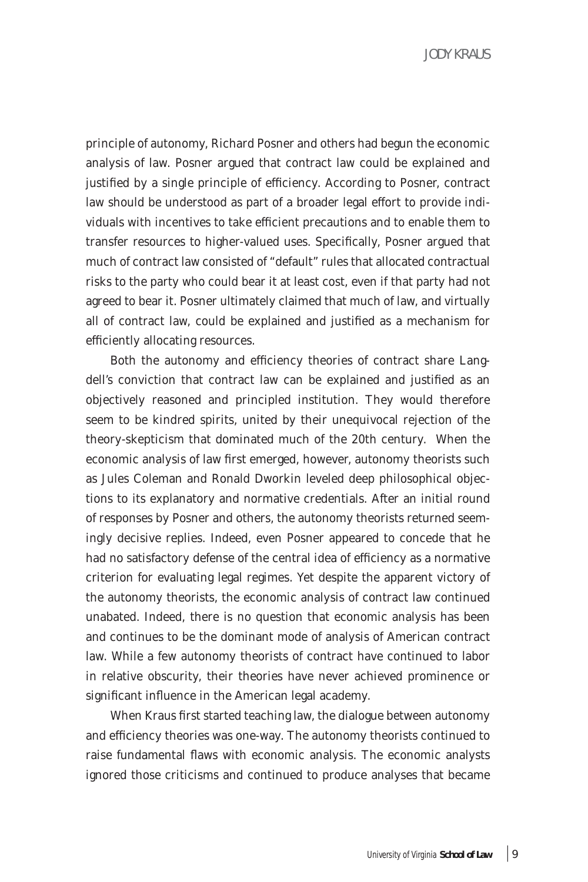principle of autonomy, Richard Posner and others had begun the economic analysis of law. Posner argued that contract law could be explained and justified by a single principle of efficiency. According to Posner, contract law should be understood as part of a broader legal effort to provide individuals with incentives to take efficient precautions and to enable them to transfer resources to higher-valued uses. Specifically, Posner argued that much of contract law consisted of "default" rules that allocated contractual risks to the party who could bear it at least cost, even if that party had not agreed to bear it. Posner ultimately claimed that much of law, and virtually all of contract law, could be explained and justified as a mechanism for efficiently allocating resources.

Both the autonomy and efficiency theories of contract share Langdell's conviction that contract law can be explained and justified as an objectively reasoned and principled institution. They would therefore seem to be kindred spirits, united by their unequivocal rejection of the theory-skepticism that dominated much of the 20th century. When the economic analysis of law first emerged, however, autonomy theorists such as Jules Coleman and Ronald Dworkin leveled deep philosophical objections to its explanatory and normative credentials. After an initial round of responses by Posner and others, the autonomy theorists returned seemingly decisive replies. Indeed, even Posner appeared to concede that he had no satisfactory defense of the central idea of efficiency as a normative criterion for evaluating legal regimes. Yet despite the apparent victory of the autonomy theorists, the economic analysis of contract law continued unabated. Indeed, there is no question that economic analysis has been and continues to be the dominant mode of analysis of American contract law. While a few autonomy theorists of contract have continued to labor in relative obscurity, their theories have never achieved prominence or significant influence in the American legal academy.

When Kraus first started teaching law, the dialogue between autonomy and efficiency theories was one-way. The autonomy theorists continued to raise fundamental flaws with economic analysis. The economic analysts ignored those criticisms and continued to produce analyses that became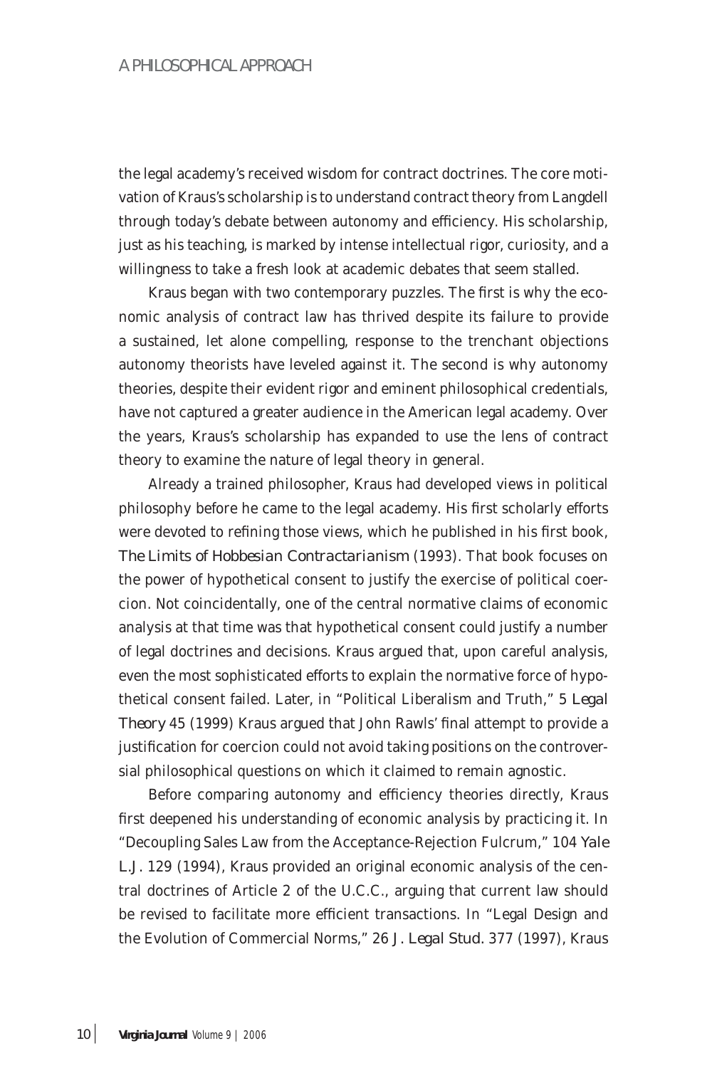the legal academy's received wisdom for contract doctrines. The core motivation of Kraus's scholarship is to understand contract theory from Langdell through today's debate between autonomy and efficiency. His scholarship, just as his teaching, is marked by intense intellectual rigor, curiosity, and a willingness to take a fresh look at academic debates that seem stalled.

Kraus began with two contemporary puzzles. The first is why the economic analysis of contract law has thrived despite its failure to provide a sustained, let alone compelling, response to the trenchant objections autonomy theorists have leveled against it. The second is why autonomy theories, despite their evident rigor and eminent philosophical credentials, have not captured a greater audience in the American legal academy. Over the years, Kraus's scholarship has expanded to use the lens of contract theory to examine the nature of legal theory in general.

Already a trained philosopher, Kraus had developed views in political philosophy before he came to the legal academy. His first scholarly efforts were devoted to refining those views, which he published in his first book, *The Limits of Hobbesian Contractarianism* (1993). That book focuses on the power of hypothetical consent to justify the exercise of political coercion. Not coincidentally, one of the central normative claims of economic analysis at that time was that hypothetical consent could justify a number of legal doctrines and decisions. Kraus argued that, upon careful analysis, even the most sophisticated efforts to explain the normative force of hypothetical consent failed. Later, in "Political Liberalism and Truth," 5 *Legal Theory* 45 (1999) Kraus argued that John Rawls' final attempt to provide a justification for coercion could not avoid taking positions on the controversial philosophical questions on which it claimed to remain agnostic.

Before comparing autonomy and efficiency theories directly, Kraus first deepened his understanding of economic analysis by practicing it. In "Decoupling Sales Law from the Acceptance-Rejection Fulcrum," 104 *Yale L.J.* 129 (1994), Kraus provided an original economic analysis of the central doctrines of Article 2 of the U.C.C., arguing that current law should be revised to facilitate more efficient transactions. In "Legal Design and the Evolution of Commercial Norms," 26 *J. Legal Stud.* 377 (1997), Kraus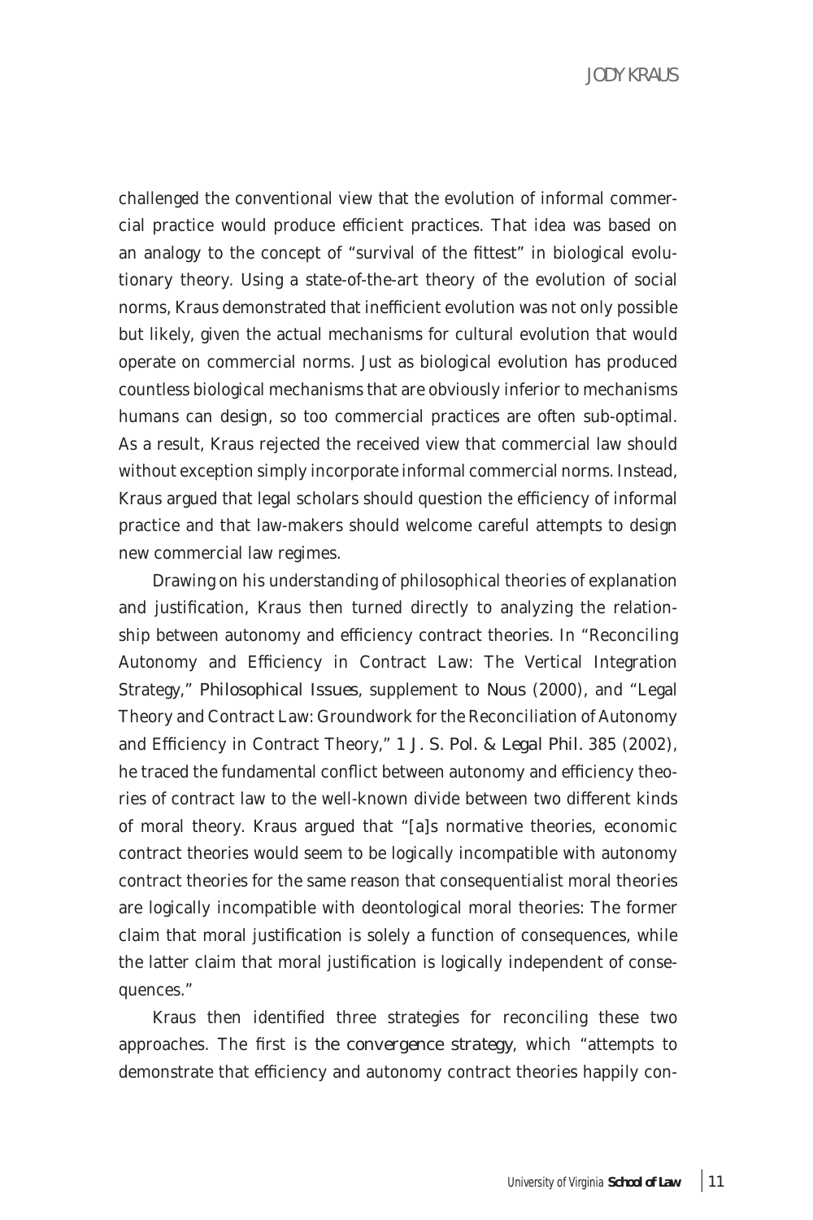challenged the conventional view that the evolution of informal commercial practice would produce efficient practices. That idea was based on an analogy to the concept of "survival of the fittest" in biological evolutionary theory. Using a state-of-the-art theory of the evolution of social norms, Kraus demonstrated that inefficient evolution was not only possible but likely, given the actual mechanisms for cultural evolution that would operate on commercial norms. Just as biological evolution has produced countless biological mechanisms that are obviously inferior to mechanisms humans can design, so too commercial practices are often sub-optimal. As a result, Kraus rejected the received view that commercial law should without exception simply incorporate informal commercial norms. Instead, Kraus argued that legal scholars should question the efficiency of informal practice and that law-makers should welcome careful attempts to design new commercial law regimes.

Drawing on his understanding of philosophical theories of explanation and justification, Kraus then turned directly to analyzing the relationship between autonomy and efficiency contract theories. In "Reconciling Autonomy and Efficiency in Contract Law: The Vertical Integration Strategy," *Philosophical Issues*, supplement to *Nous* (2000), and "Legal Theory and Contract Law: Groundwork for the Reconciliation of Autonomy and Efficiency in Contract Theory," 1 *J. S. Pol. & Legal Phil.* 385 (2002), he traced the fundamental conflict between autonomy and efficiency theories of contract law to the well-known divide between two different kinds of moral theory. Kraus argued that "[a]s normative theories, economic contract theories would seem to be logically incompatible with autonomy contract theories for the same reason that consequentialist moral theories are logically incompatible with deontological moral theories: The former claim that moral justification is solely a function of consequences, while the latter claim that moral justification is logically independent of consequences."

Kraus then identified three strategies for reconciling these two approaches. The first is *the convergence strategy*, which "attempts to demonstrate that efficiency and autonomy contract theories happily con-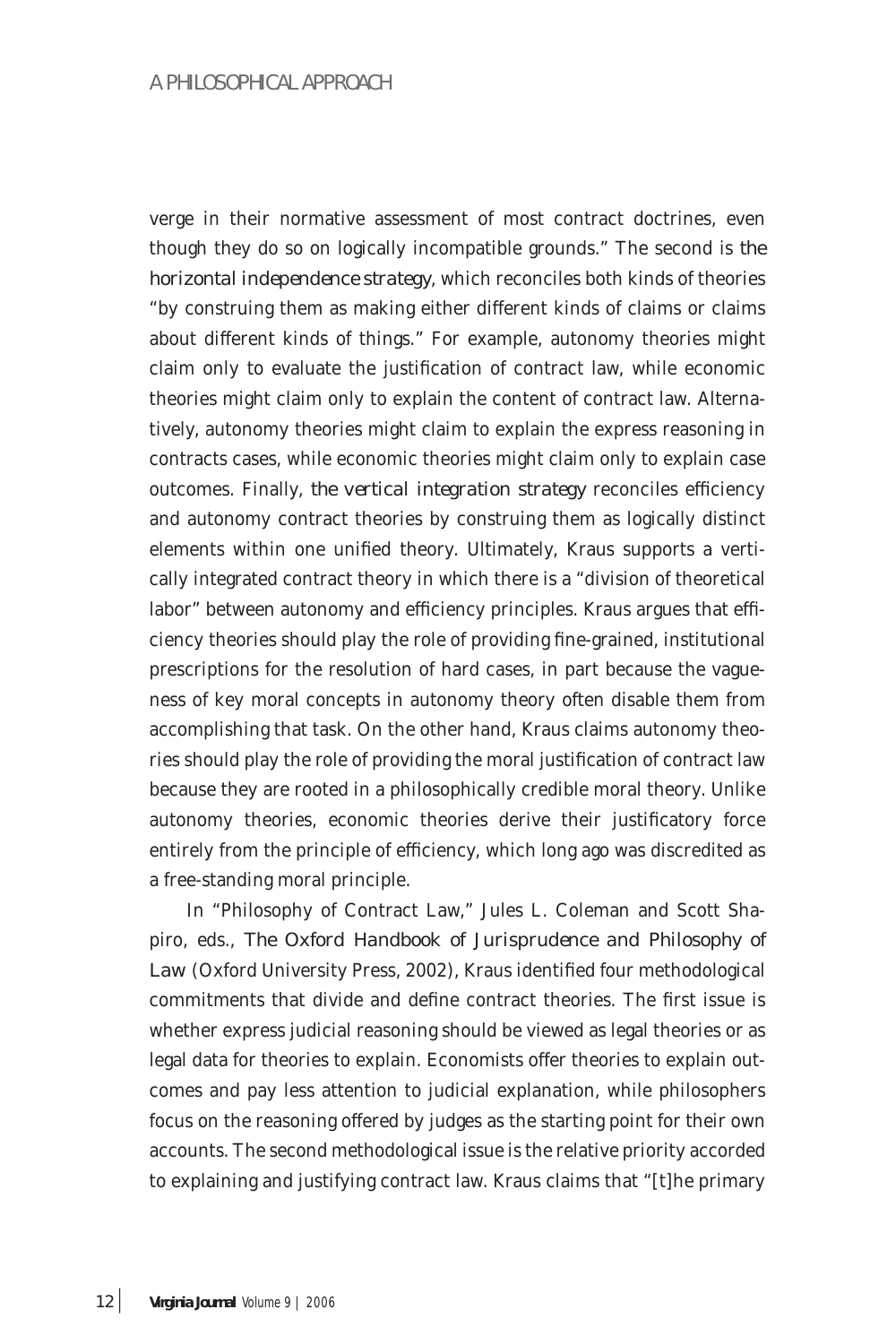verge in their normative assessment of most contract doctrines, even though they do so on logically incompatible grounds." The second is *the horizontal independence strategy*, which reconciles both kinds of theories "by construing them as making either different kinds of claims or claims about different kinds of things." For example, autonomy theories might claim only to evaluate the justification of contract law, while economic theories might claim only to explain the content of contract law. Alternatively, autonomy theories might claim to explain the express reasoning in contracts cases, while economic theories might claim only to explain case outcomes. Finally, *the vertical integration strategy* reconciles efficiency and autonomy contract theories by construing them as logically distinct elements within one unified theory. Ultimately, Kraus supports a vertically integrated contract theory in which there is a "division of theoretical labor" between autonomy and efficiency principles. Kraus argues that efficiency theories should play the role of providing fine-grained, institutional prescriptions for the resolution of hard cases, in part because the vagueness of key moral concepts in autonomy theory often disable them from accomplishing that task. On the other hand, Kraus claims autonomy theories should play the role of providing the moral justification of contract law because they are rooted in a philosophically credible moral theory. Unlike autonomy theories, economic theories derive their justificatory force entirely from the principle of efficiency, which long ago was discredited as a free-standing moral principle.

In "Philosophy of Contract Law," Jules L. Coleman and Scott Shapiro, eds., *The Oxford Handbook of Jurisprudence and Philosophy of Law* (Oxford University Press, 2002), Kraus identified four methodological commitments that divide and define contract theories. The first issue is whether express judicial reasoning should be viewed as legal theories or as legal data for theories to explain. Economists offer theories to explain outcomes and pay less attention to judicial explanation, while philosophers focus on the reasoning offered by judges as the starting point for their own accounts. The second methodological issue is the relative priority accorded to explaining and justifying contract law. Kraus claims that "[t]he primary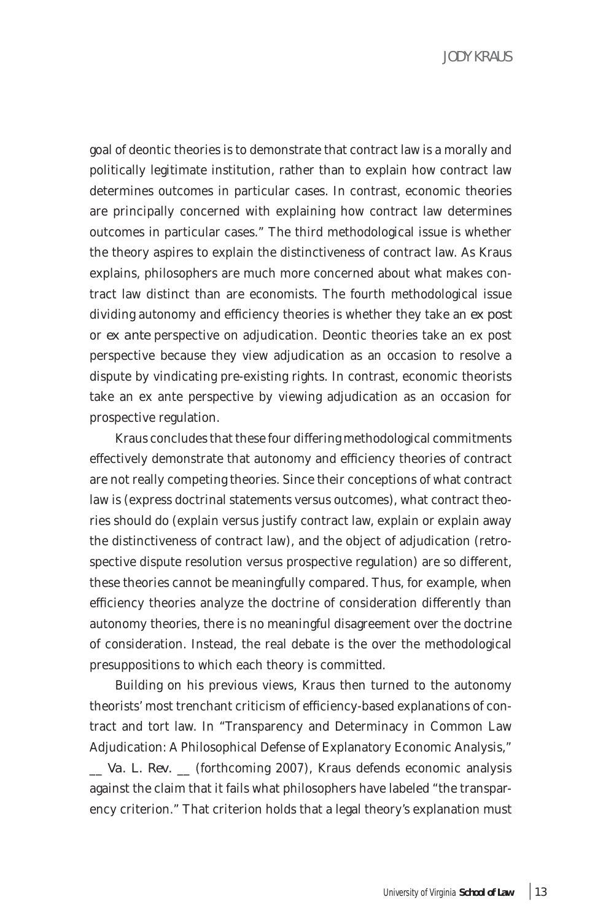goal of deontic theories is to demonstrate that contract law is a morally and politically legitimate institution, rather than to explain how contract law determines outcomes in particular cases. In contrast, economic theories are principally concerned with explaining how contract law determines outcomes in particular cases." The third methodological issue is whether the theory aspires to explain the distinctiveness of contract law. As Kraus explains, philosophers are much more concerned about what makes contract law distinct than are economists. The fourth methodological issue dividing autonomy and efficiency theories is whether they take an *ex post* or *ex ante* perspective on adjudication. Deontic theories take an ex post perspective because they view adjudication as an occasion to resolve a dispute by vindicating pre-existing rights. In contrast, economic theorists take an ex ante perspective by viewing adjudication as an occasion for prospective regulation.

Kraus concludes that these four differing methodological commitments effectively demonstrate that autonomy and efficiency theories of contract are not really competing theories. Since their conceptions of what contract law is (express doctrinal statements versus outcomes), what contract theories should do (explain versus justify contract law, explain or explain away the distinctiveness of contract law), and the object of adjudication (retrospective dispute resolution versus prospective regulation) are so different, these theories cannot be meaningfully compared. Thus, for example, when efficiency theories analyze the doctrine of consideration differently than autonomy theories, there is no meaningful disagreement over the doctrine of consideration. Instead, the real debate is the over the methodological presuppositions to which each theory is committed.

Building on his previous views, Kraus then turned to the autonomy theorists' most trenchant criticism of efficiency-based explanations of contract and tort law. In "Transparency and Determinacy in Common Law Adjudication: A Philosophical Defense of Explanatory Economic Analysis," __ *Va. L. Rev.* __ (forthcoming 2007), Kraus defends economic analysis against the claim that it fails what philosophers have labeled "the transparency criterion." That criterion holds that a legal theory's explanation must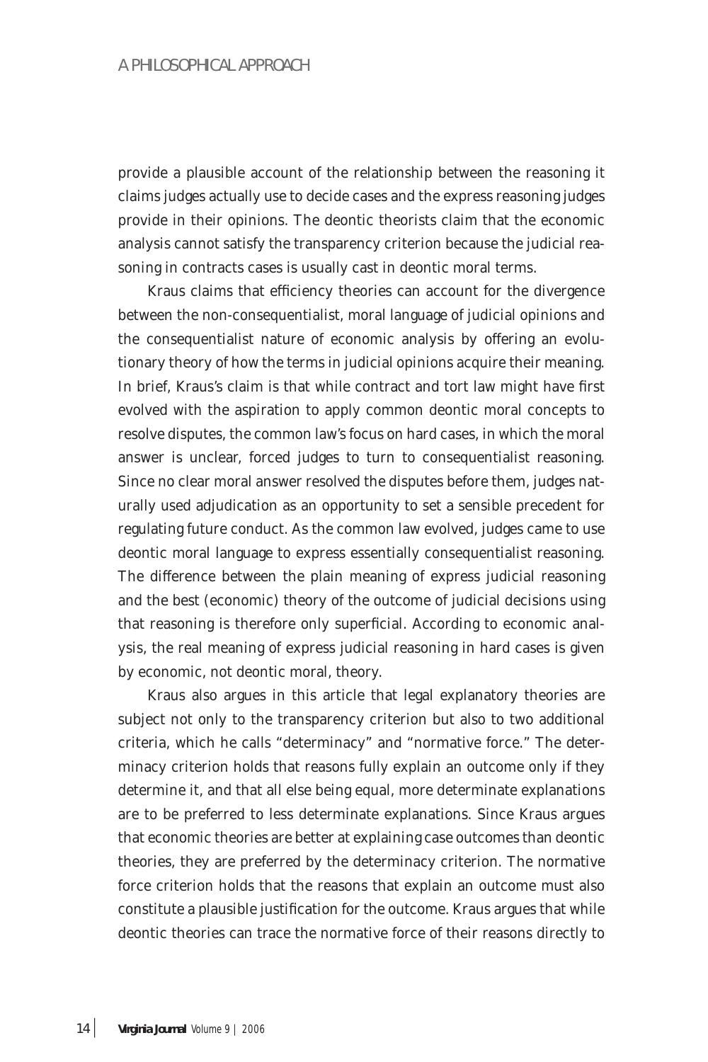provide a plausible account of the relationship between the reasoning it claims judges actually use to decide cases and the express reasoning judges provide in their opinions. The deontic theorists claim that the economic analysis cannot satisfy the transparency criterion because the judicial reasoning in contracts cases is usually cast in deontic moral terms.

Kraus claims that efficiency theories can account for the divergence between the non-consequentialist, moral language of judicial opinions and the consequentialist nature of economic analysis by offering an evolutionary theory of how the terms in judicial opinions acquire their meaning. In brief, Kraus's claim is that while contract and tort law might have first evolved with the aspiration to apply common deontic moral concepts to resolve disputes, the common law's focus on hard cases, in which the moral answer is unclear, forced judges to turn to consequentialist reasoning. Since no clear moral answer resolved the disputes before them, judges naturally used adjudication as an opportunity to set a sensible precedent for regulating future conduct. As the common law evolved, judges came to use deontic moral language to express essentially consequentialist reasoning. The difference between the plain meaning of express judicial reasoning and the best (economic) theory of the outcome of judicial decisions using that reasoning is therefore only superficial. According to economic analysis, the real meaning of express judicial reasoning in hard cases is given by economic, not deontic moral, theory.

Kraus also argues in this article that legal explanatory theories are subject not only to the transparency criterion but also to two additional criteria, which he calls "determinacy" and "normative force." The determinacy criterion holds that reasons fully explain an outcome only if they determine it, and that all else being equal, more determinate explanations are to be preferred to less determinate explanations. Since Kraus argues that economic theories are better at explaining case outcomes than deontic theories, they are preferred by the determinacy criterion. The normative force criterion holds that the reasons that explain an outcome must also constitute a plausible justification for the outcome. Kraus argues that while deontic theories can trace the normative force of their reasons directly to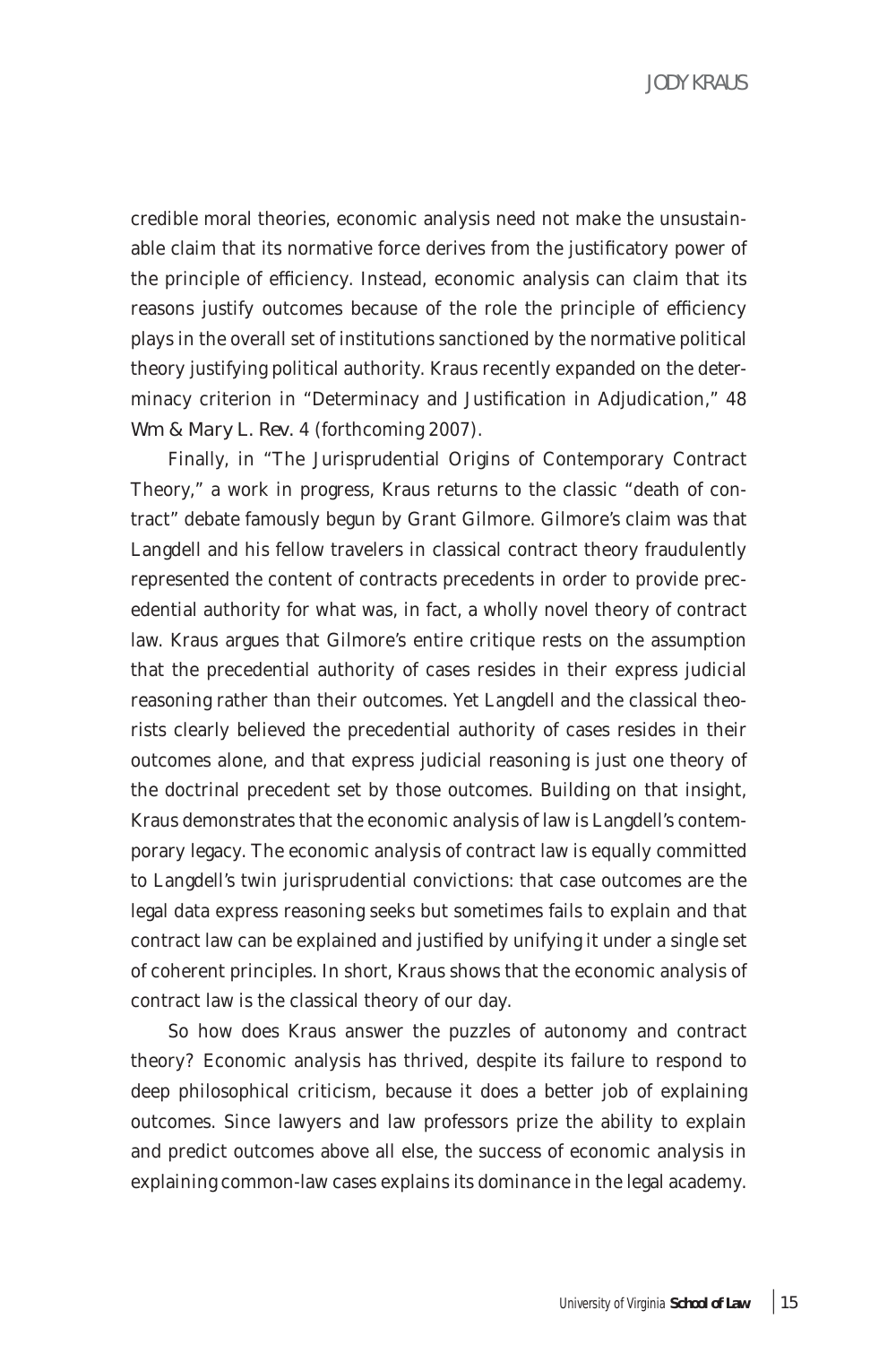credible moral theories, economic analysis need not make the unsustainable claim that its normative force derives from the justificatory power of the principle of efficiency. Instead, economic analysis can claim that its reasons justify outcomes because of the role the principle of efficiency plays in the overall set of institutions sanctioned by the normative political theory justifying political authority. Kraus recently expanded on the determinacy criterion in "Determinacy and Justification in Adjudication," 48 *Wm & Mary L. Rev.* 4 (forthcoming 2007).

Finally, in "The Jurisprudential Origins of Contemporary Contract Theory," a work in progress, Kraus returns to the classic "death of contract" debate famously begun by Grant Gilmore. Gilmore's claim was that Langdell and his fellow travelers in classical contract theory fraudulently represented the content of contracts precedents in order to provide precedential authority for what was, in fact, a wholly novel theory of contract law. Kraus argues that Gilmore's entire critique rests on the assumption that the precedential authority of cases resides in their express judicial reasoning rather than their outcomes. Yet Langdell and the classical theorists clearly believed the precedential authority of cases resides in their outcomes alone, and that express judicial reasoning is just one theory of the doctrinal precedent set by those outcomes. Building on that insight, Kraus demonstrates that the economic analysis of law is Langdell's contemporary legacy. The economic analysis of contract law is equally committed to Langdell's twin jurisprudential convictions: that case outcomes are the legal data express reasoning seeks but sometimes fails to explain and that contract law can be explained and justified by unifying it under a single set of coherent principles. In short, Kraus shows that the economic analysis of contract law is the classical theory of our day.

So how does Kraus answer the puzzles of autonomy and contract theory? Economic analysis has thrived, despite its failure to respond to deep philosophical criticism, because it does a better job of explaining outcomes. Since lawyers and law professors prize the ability to explain and predict outcomes above all else, the success of economic analysis in explaining common-law cases explains its dominance in the legal academy.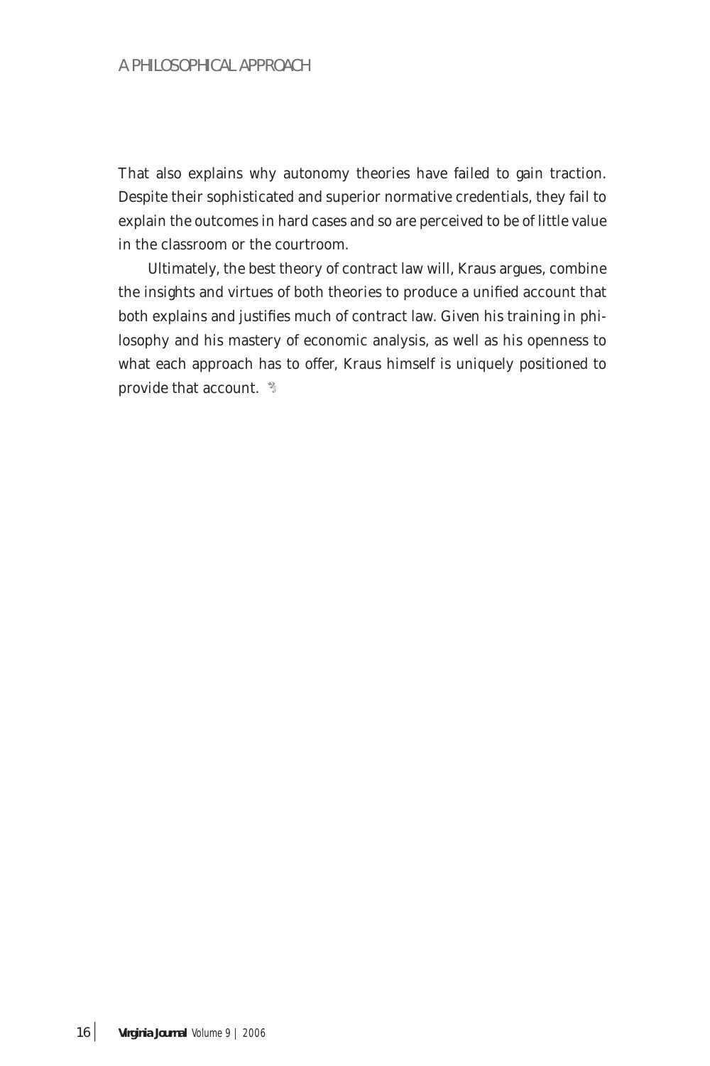That also explains why autonomy theories have failed to gain traction. Despite their sophisticated and superior normative credentials, they fail to explain the outcomes in hard cases and so are perceived to be of little value in the classroom or the courtroom.

Ultimately, the best theory of contract law will, Kraus argues, combine the insights and virtues of both theories to produce a unified account that both explains and justifies much of contract law. Given his training in philosophy and his mastery of economic analysis, as well as his openness to what each approach has to offer, Kraus himself is uniquely positioned to provide that account.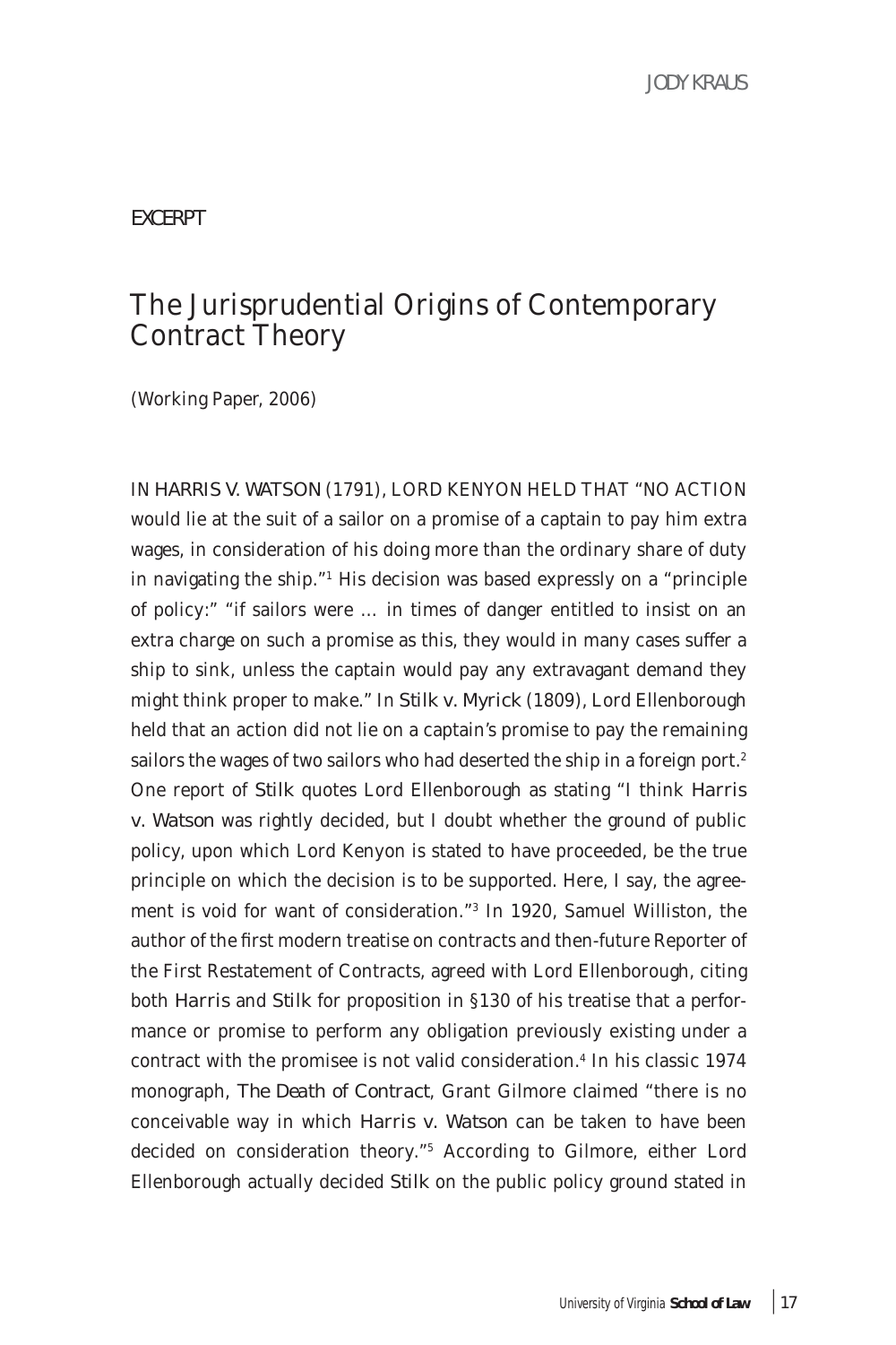EXCERPT

## The Jurisprudential Origins of Contemporary Contract Theory

(Working Paper, 2006)

IN *HARRIS V. WATSON* (1791), LORD KENYON HELD THAT "NO ACTION would lie at the suit of a sailor on a promise of a captain to pay him extra wages, in consideration of his doing more than the ordinary share of duty in navigating the ship."[1] His decision was based expressly on a "principle of policy:" "if sailors were … in times of danger entitled to insist on an extra charge on such a promise as this, they would in many cases suffer a ship to sink, unless the captain would pay any extravagant demand they might think proper to make." In *Stilk v. Myrick* (1809), Lord Ellenborough held that an action did not lie on a captain's promise to pay the remaining sailors the wages of two sailors who had deserted the ship in a foreign port.[2] One report of *Stilk* quotes Lord Ellenborough as stating "I think *Harris v. Watson* was rightly decided, but I doubt whether the ground of public policy, upon which Lord Kenyon is stated to have proceeded, be the true principle on which the decision is to be supported. Here, I say, the agreement is void for want of consideration."[3] In 1920, Samuel Williston, the author of the first modern treatise on contracts and then-future Reporter of the First Restatement of Contracts, agreed with Lord Ellenborough, citing both *Harris* and *Stilk* for proposition in §130 of his treatise that a performance or promise to perform any obligation previously existing under a contract with the promisee is not valid consideration.[4] In his classic 1974 monograph, *The Death of Contract*, Grant Gilmore claimed "there is no conceivable way in which *Harris v. Watson* can be taken to have been decided on consideration theory."[5] According to Gilmore, either Lord Ellenborough actually decided *Stilk* on the public policy ground stated in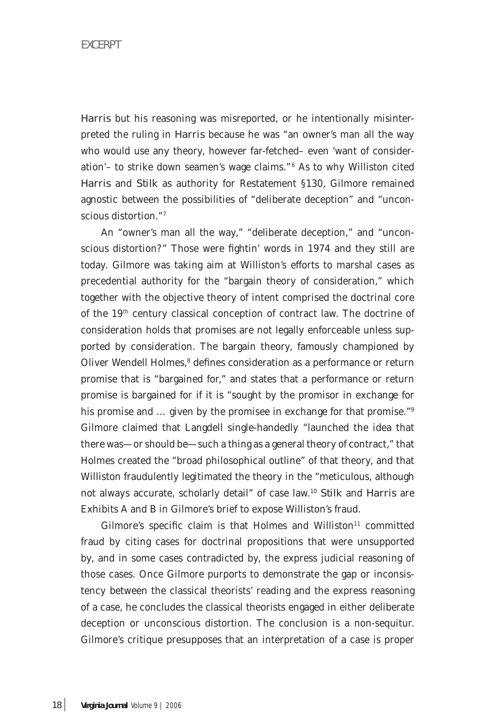*Harris* but his reasoning was misreported, or he intentionally misinterpreted the ruling in *Harris* because he was "an owner's man all the way who would use any theory, however far-fetched– even 'want of consideration'– to strike down seamen's wage claims."[6] As to why Williston cited *Harris* and *Stilk* as authority for Restatement §130, Gilmore remained agnostic between the possibilities of "deliberate deception" and "unconscious distortion."[7]

An "owner's man all the way," "deliberate deception," and "unconscious distortion?" Those were fightin' words in 1974 and they still are today. Gilmore was taking aim at Williston's efforts to marshal cases as precedential authority for the "bargain theory of consideration," which together with the objective theory of intent comprised the doctrinal core of the 19th century classical conception of contract law. The doctrine of consideration holds that promises are not legally enforceable unless supported by consideration. The bargain theory, famously championed by Oliver Wendell Holmes,[8] defines consideration as a performance or return promise that is "bargained for," and states that a performance or return promise is bargained for if it is "sought by the promisor in exchange for his promise and … given by the promisee in exchange for that promise."[9] Gilmore claimed that Langdell single-handedly "launched the idea that there was—or should be—such a thing as a general theory of contract," that Holmes created the "broad philosophical outline" of that theory, and that Williston fraudulently legitimated the theory in the "meticulous, although not always accurate, scholarly detail" of case law.[10] *Stilk* and *Harris* are Exhibits A and B in Gilmore's brief to expose Williston's fraud.

Gilmore's specific claim is that Holmes and Williston[11] committed fraud by citing cases for doctrinal propositions that were unsupported by, and in some cases contradicted by, the express judicial reasoning of those cases. Once Gilmore purports to demonstrate the gap or inconsistency between the classical theorists' reading and the express reasoning of a case, he concludes the classical theorists engaged in either deliberate deception or unconscious distortion. The conclusion is a non-sequitur. Gilmore's critique presupposes that an interpretation of a case is proper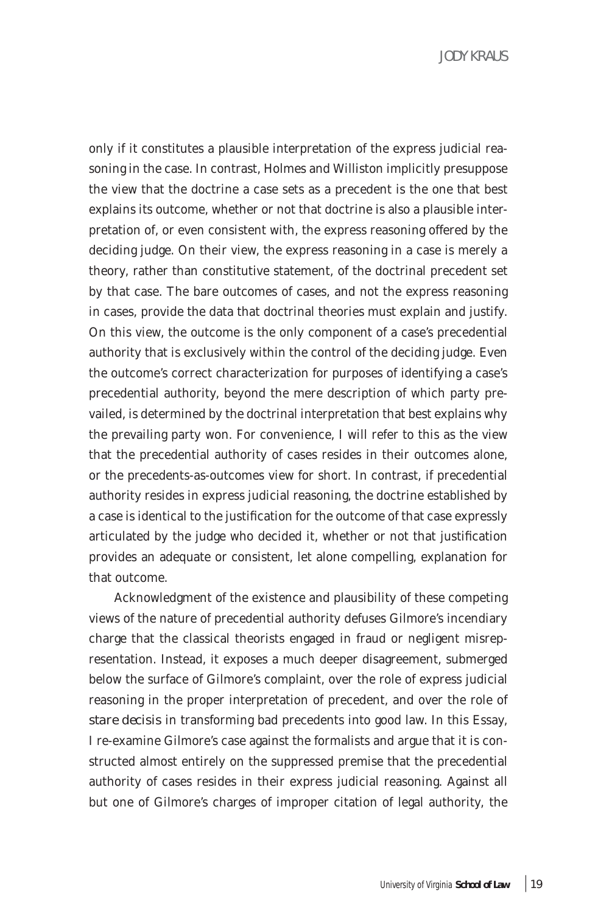only if it constitutes a plausible interpretation of the express judicial reasoning in the case. In contrast, Holmes and Williston implicitly presuppose the view that the doctrine a case sets as a precedent is the one that best explains its outcome, whether or not that doctrine is also a plausible interpretation of, or even consistent with, the express reasoning offered by the deciding judge. On their view, the express reasoning in a case is merely a theory, rather than constitutive statement, of the doctrinal precedent set by that case. The bare outcomes of cases, and not the express reasoning in cases, provide the data that doctrinal theories must explain and justify. On this view, the outcome is the only component of a case's precedential authority that is exclusively within the control of the deciding judge. Even the outcome's correct characterization for purposes of identifying a case's precedential authority, beyond the mere description of which party prevailed, is determined by the doctrinal interpretation that best explains why the prevailing party won. For convenience, I will refer to this as the view that the precedential authority of cases resides in their outcomes alone, or the precedents-as-outcomes view for short. In contrast, if precedential authority resides in express judicial reasoning, the doctrine established by a case is identical to the justification for the outcome of that case expressly articulated by the judge who decided it, whether or not that justification provides an adequate or consistent, let alone compelling, explanation for that outcome.

Acknowledgment of the existence and plausibility of these competing views of the nature of precedential authority defuses Gilmore's incendiary charge that the classical theorists engaged in fraud or negligent misrepresentation. Instead, it exposes a much deeper disagreement, submerged below the surface of Gilmore's complaint, over the role of express judicial reasoning in the proper interpretation of precedent, and over the role of *stare decisis* in transforming bad precedents into good law. In this Essay, I re-examine Gilmore's case against the formalists and argue that it is constructed almost entirely on the suppressed premise that the precedential authority of cases resides in their express judicial reasoning. Against all but one of Gilmore's charges of improper citation of legal authority, the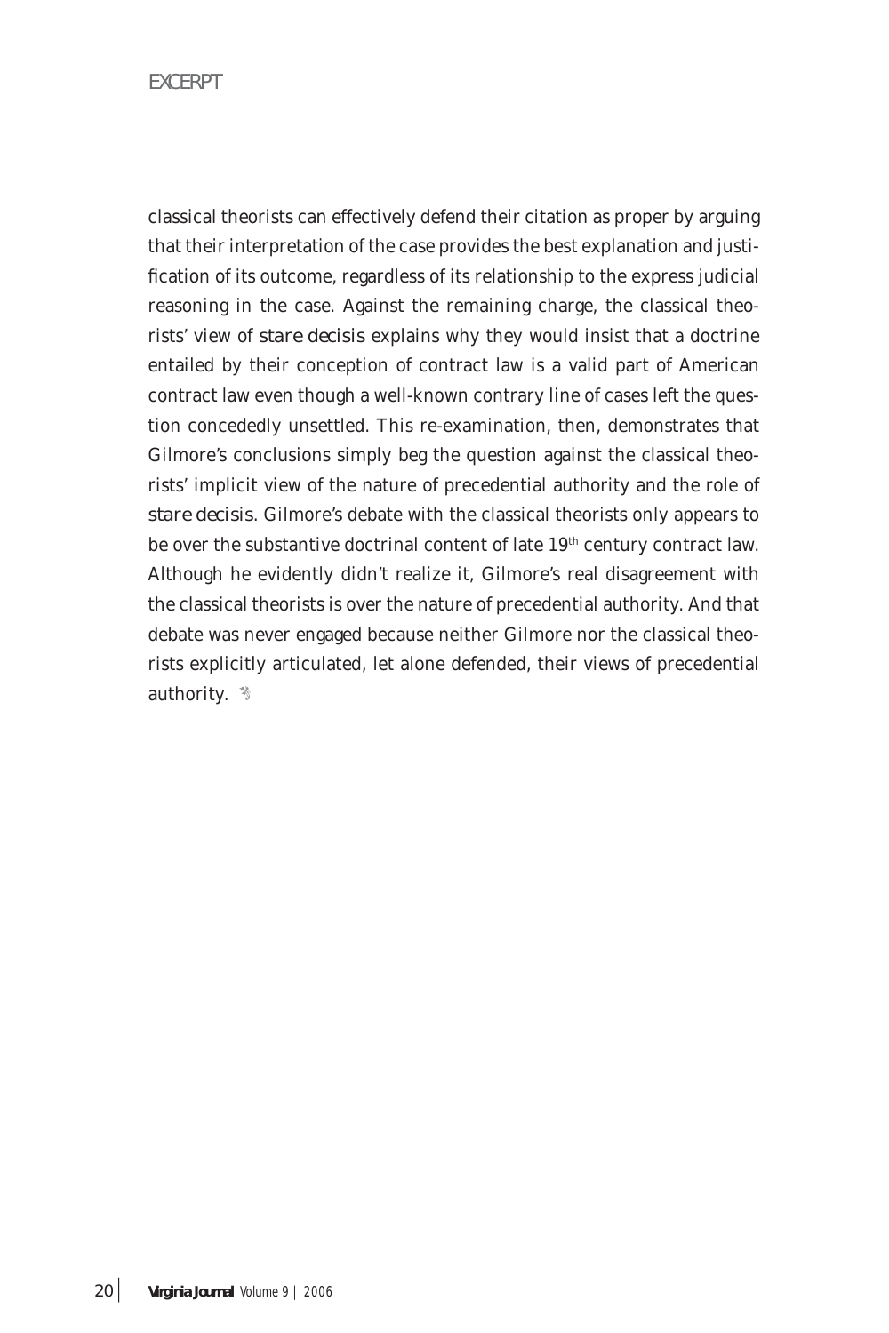classical theorists can effectively defend their citation as proper by arguing that their interpretation of the case provides the best explanation and justification of its outcome, regardless of its relationship to the express judicial reasoning in the case. Against the remaining charge, the classical theorists' view of *stare decisis* explains why they would insist that a doctrine entailed by their conception of contract law is a valid part of American contract law even though a well-known contrary line of cases left the question concededly unsettled. This re-examination, then, demonstrates that Gilmore's conclusions simply beg the question against the classical theorists' implicit view of the nature of precedential authority and the role of *stare decisis*. Gilmore's debate with the classical theorists only appears to be over the substantive doctrinal content of late 19th century contract law. Although he evidently didn't realize it, Gilmore's real disagreement with the classical theorists is over the nature of precedential authority. And that debate was never engaged because neither Gilmore nor the classical theorists explicitly articulated, let alone defended, their views of precedential authority.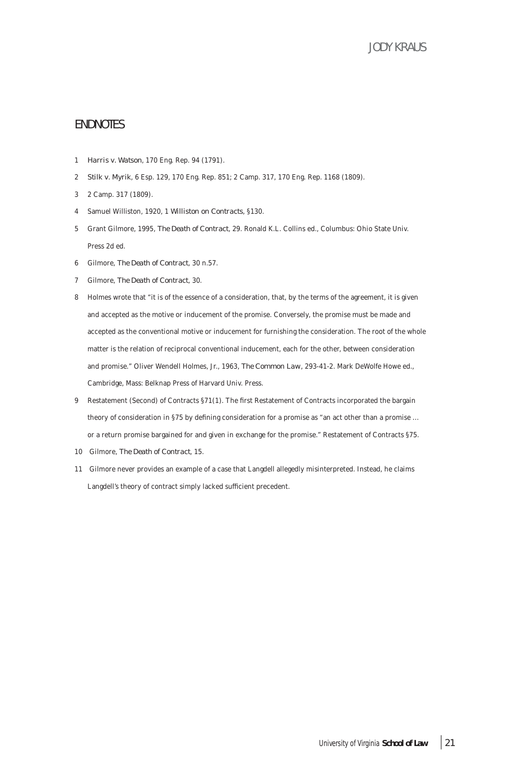## ENDNOTES

1 *Harris v. Watson*, 170 Eng. Rep. 94 (1791).

2 *Stilk v. Myrik*, 6 Esp. 129, 170 Eng. Rep. 851; 2 Camp. 317, 170 Eng. Rep. 1168 (1809).

3 2 Camp. 317 (1809).

4 Samuel Williston, 1920, 1 *Williston on Contracts*, §130.

5 Grant Gilmore, 1995, *The Death of Contract*, 29. Ronald K.L. Collins ed., Columbus: Ohio State Univ. Press 2d ed.

6 Gilmore, *The Death of Contract*, 30 n.57.

7 Gilmore, *The Death of Contract*, 30.

8 Holmes wrote that "it is of the essence of a consideration, that, by the terms of the agreement, it is given and accepted as the motive or inducement of the promise. Conversely, the promise must be made and accepted as the conventional motive or inducement for furnishing the consideration. The root of the whole matter is the relation of reciprocal conventional inducement, each for the other, between consideration and promise." Oliver Wendell Holmes, Jr., 1963, *The Common Law*, 293-41-2. Mark DeWolfe Howe ed., Cambridge, Mass: Belknap Press of Harvard Univ. Press.

9 Restatement (Second) of Contracts §71(1). The first Restatement of Contracts incorporated the bargain theory of consideration in §75 by defining consideration for a promise as "an act other than a promise … or a return promise bargained for and given in exchange for the promise." Restatement of Contracts §75.

10 Gilmore, *The Death of Contract*, 15.

11 Gilmore never provides an example of a case that Langdell allegedly misinterpreted. Instead, he claims Langdell's theory of contract simply lacked sufficient precedent.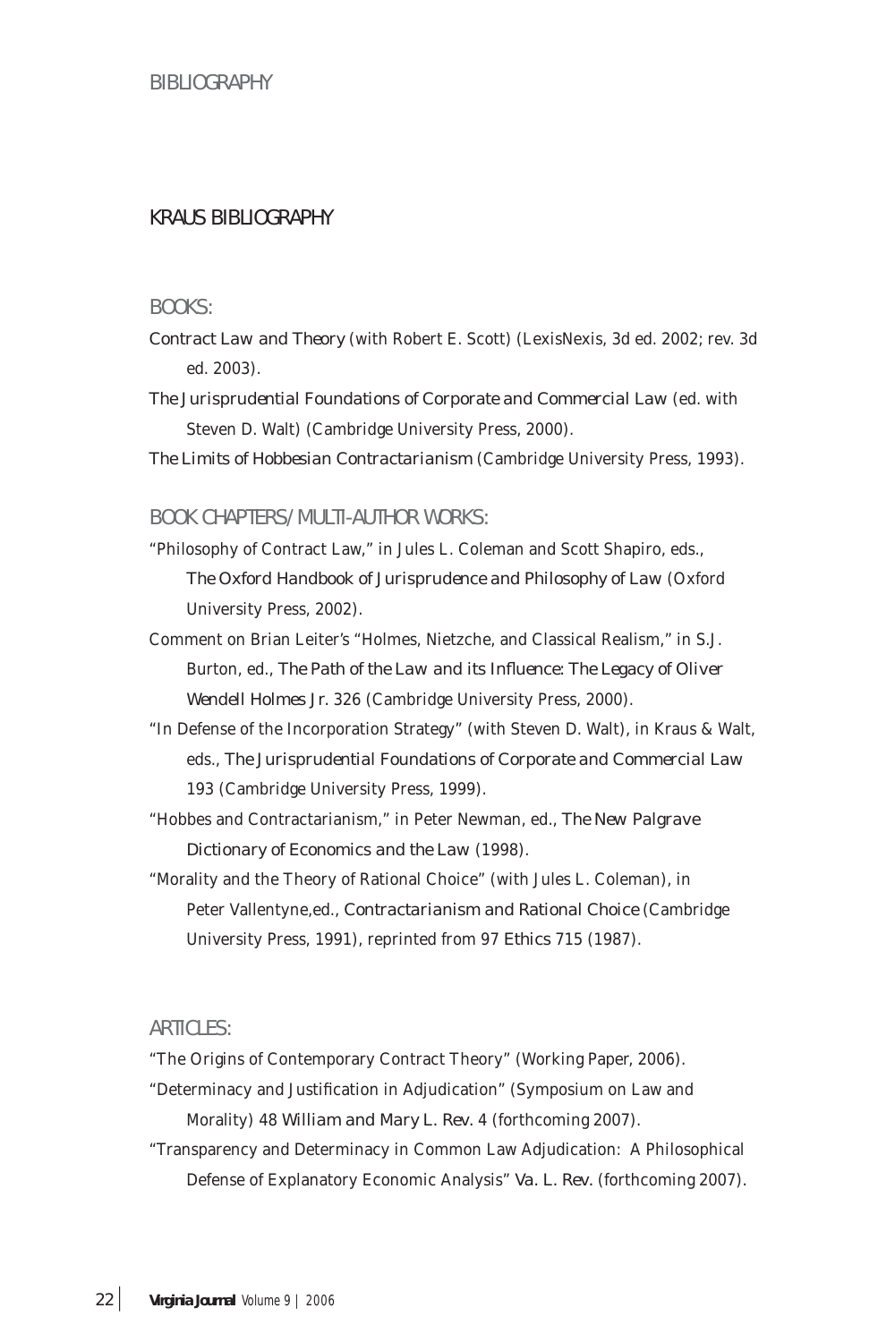# KRAUS BIBLIOGRAPHY

## BOOKS:

*Contract Law and Theory* (with Robert E. Scott) (LexisNexis, 3d ed. 2002; rev. 3d ed. 2003).

*The Jurisprudential Foundations of Corporate and Commercial Law* (ed. with Steven D. Walt) (Cambridge University Press, 2000).

*The Limits of Hobbesian Contractarianism* (Cambridge University Press, 1993).

## BOOK CHAPTERS/MULTI-AUTHOR WORKS:

"Philosophy of Contract Law," in Jules L. Coleman and Scott Shapiro, eds., *The Oxford Handbook of Jurisprudence and Philosophy of Law* (Oxford University Press, 2002).

Comment on Brian Leiter's "Holmes, Nietzche, and Classical Realism," in S.J. Burton, ed., *The Path of the Law and its Influence: The Legacy of Oliver Wendell Holmes Jr.* 326 (Cambridge University Press, 2000).

"In Defense of the Incorporation Strategy" (with Steven D. Walt), in Kraus & Walt, eds., *The Jurisprudential Foundations of Corporate and Commercial Law* 193 (Cambridge University Press, 1999).

"Hobbes and Contractarianism," in Peter Newman, ed., *The New Palgrave Dictionary of Economics and the Law* (1998).

"Morality and the Theory of Rational Choice" (with Jules L. Coleman), in Peter Vallentyne,ed., *Contractarianism and Rational Choice* (Cambridge University Press, 1991), reprinted from 97 *Ethics* 715 (1987).

## ARTICLES:

"The Origins of Contemporary Contract Theory" (Working Paper, 2006).

"Determinacy and Justification in Adjudication" (Symposium on Law and Morality) 48 *William and Mary L. Rev.* 4 (forthcoming 2007).

"Transparency and Determinacy in Common Law Adjudication: A Philosophical Defense of Explanatory Economic Analysis" *Va. L. Rev.* (forthcoming 2007).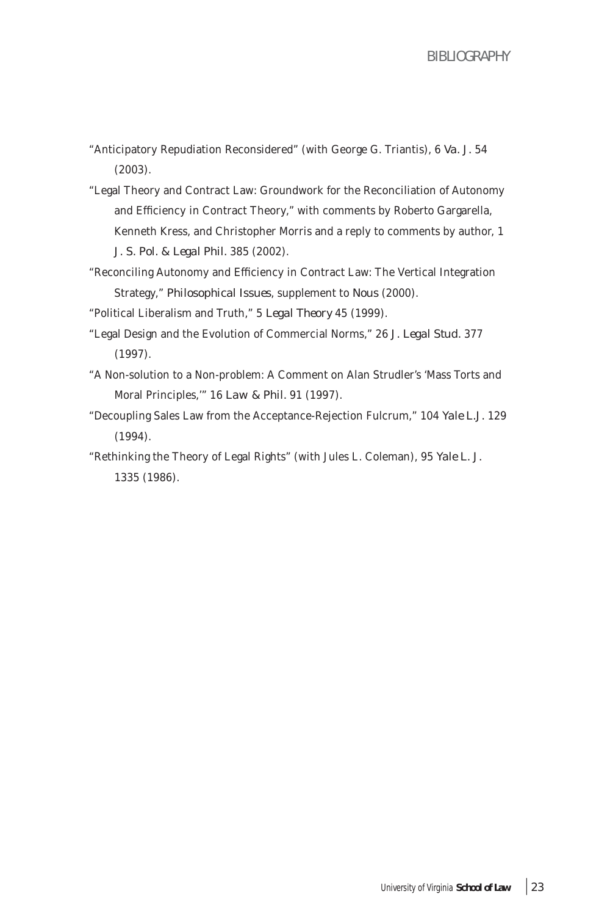"Anticipatory Repudiation Reconsidered" (with George G. Triantis), 6 *Va. J.* 54 (2003).

"Legal Theory and Contract Law: Groundwork for the Reconciliation of Autonomy and Efficiency in Contract Theory," with comments by Roberto Gargarella, Kenneth Kress, and Christopher Morris and a reply to comments by author, 1 *J. S. Pol. & Legal Phil.* 385 (2002).

"Reconciling Autonomy and Efficiency in Contract Law: The Vertical Integration Strategy," *Philosophical Issues*, supplement to *Nous* (2000).

"Political Liberalism and Truth," 5 *Legal Theory* 45 (1999).

"Legal Design and the Evolution of Commercial Norms," 26 *J. Legal Stud.* 377 (1997).

"A Non-solution to a Non-problem: A Comment on Alan Strudler's 'Mass Torts and Moral Principles,'" 16 *Law & Phil.* 91 (1997).

"Decoupling Sales Law from the Acceptance-Rejection Fulcrum," 104 *Yale L.J.* 129 (1994).

"Rethinking the Theory of Legal Rights" (with Jules L. Coleman), 95 *Yale L. J.* 1335 (1986).